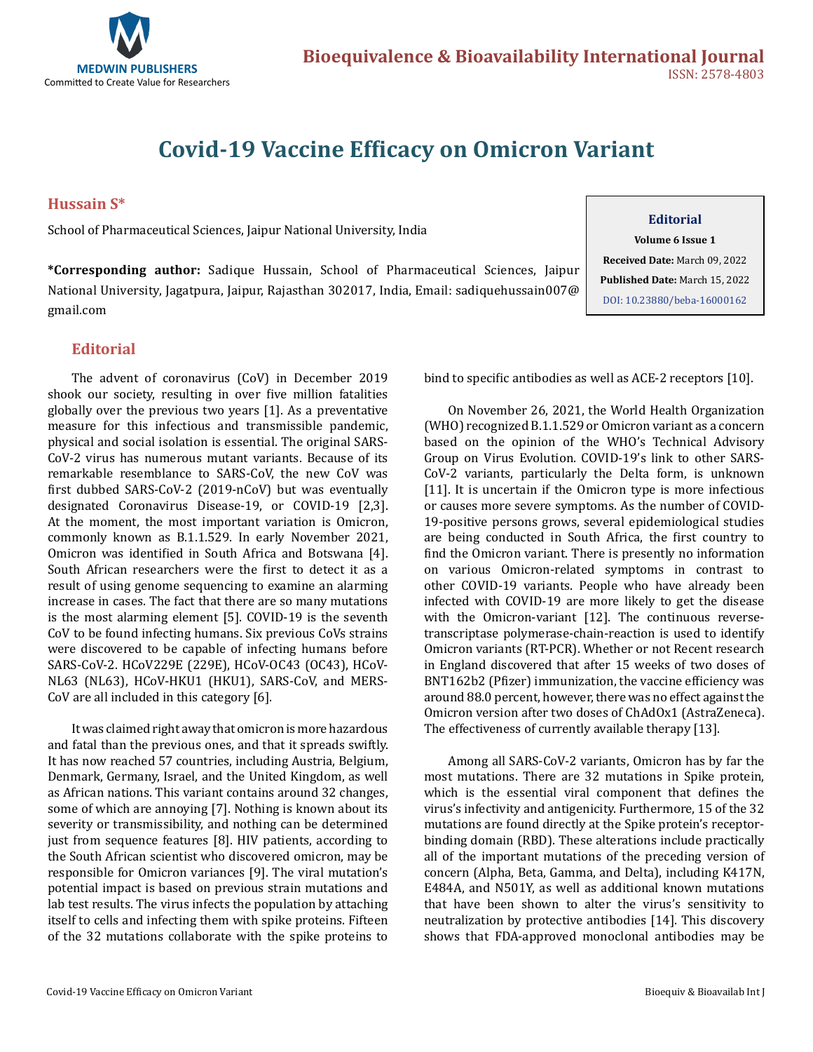# Covid-19 Vaccine Efficacy on Omicron Variant

**Hussain S***

School of Pharmaceutical Sciences, Jaipur National University, India

**\*Corresponding author:** Sadique Hussain, School of Pharmaceutical Sciences, Jaipur National University, Jagatpura, Jaipur, Rajasthan 302017, India, Email: sadiquehussain007@gmail.com

**Editorial**
**Volume 6 Issue 1**
**Received Date:** March 09, 2022
**Published Date:** March 15, 2022
DOI: 10.23880/beba-16000162

## Editorial

The advent of coronavirus (CoV) in December 2019 shook our society, resulting in over five million fatalities globally over the previous two years [1]. As a preventative measure for this infectious and transmissible pandemic, physical and social isolation is essential. The original SARS-CoV-2 virus has numerous mutant variants. Because of its remarkable resemblance to SARS-CoV, the new CoV was first dubbed SARS-CoV-2 (2019-nCoV) but was eventually designated Coronavirus Disease-19, or COVID-19 [2,3]. At the moment, the most important variation is Omicron, commonly known as B.1.1.529. In early November 2021, Omicron was identified in South Africa and Botswana [4]. South African researchers were the first to detect it as a result of using genome sequencing to examine an alarming increase in cases. The fact that there are so many mutations is the most alarming element [5]. COVID-19 is the seventh CoV to be found infecting humans. Six previous CoVs strains were discovered to be capable of infecting humans before SARS-CoV-2. HCoV229E (229E), HCoV-OC43 (OC43), HCoV-NL63 (NL63), HCoV-HKU1 (HKU1), SARS-CoV, and MERS-CoV are all included in this category [6].

It was claimed right away that omicron is more hazardous and fatal than the previous ones, and that it spreads swiftly. It has now reached 57 countries, including Austria, Belgium, Denmark, Germany, Israel, and the United Kingdom, as well as African nations. This variant contains around 32 changes, some of which are annoying [7]. Nothing is known about its severity or transmissibility, and nothing can be determined just from sequence features [8]. HIV patients, according to the South African scientist who discovered omicron, may be responsible for Omicron variances [9]. The viral mutation's potential impact is based on previous strain mutations and lab test results. The virus infects the population by attaching itself to cells and infecting them with spike proteins. Fifteen of the 32 mutations collaborate with the spike proteins to bind to specific antibodies as well as ACE-2 receptors [10].

On November 26, 2021, the World Health Organization (WHO) recognized B.1.1.529 or Omicron variant as a concern based on the opinion of the WHO's Technical Advisory Group on Virus Evolution. COVID-19's link to other SARS-CoV-2 variants, particularly the Delta form, is unknown [11]. It is uncertain if the Omicron type is more infectious or causes more severe symptoms. As the number of COVID-19-positive persons grows, several epidemiological studies are being conducted in South Africa, the first country to find the Omicron variant. There is presently no information on various Omicron-related symptoms in contrast to other COVID-19 variants. People who have already been infected with COVID-19 are more likely to get the disease with the Omicron-variant [12]. The continuous reverse-transcriptase polymerase-chain-reaction is used to identify Omicron variants (RT-PCR). Whether or not Recent research in England discovered that after 15 weeks of two doses of BNT162b2 (Pfizer) immunization, the vaccine efficiency was around 88.0 percent, however, there was no effect against the Omicron version after two doses of ChAdOx1 (AstraZeneca). The effectiveness of currently available therapy [13].

Among all SARS-CoV-2 variants, Omicron has by far the most mutations. There are 32 mutations in Spike protein, which is the essential viral component that defines the virus's infectivity and antigenicity. Furthermore, 15 of the 32 mutations are found directly at the Spike protein's receptor-binding domain (RBD). These alterations include practically all of the important mutations of the preceding version of concern (Alpha, Beta, Gamma, and Delta), including K417N, E484A, and N501Y, as well as additional known mutations that have been shown to alter the virus's sensitivity to neutralization by protective antibodies [14]. This discovery shows that FDA-approved monoclonal antibodies may be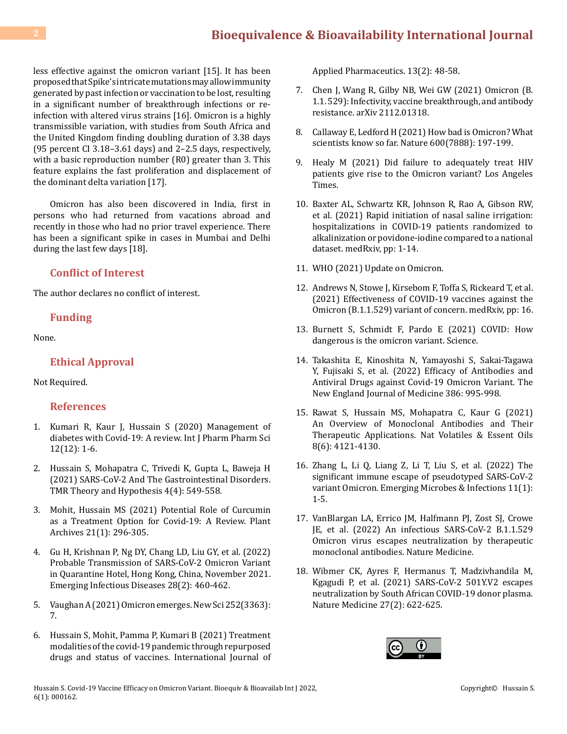less effective against the omicron variant [15]. It has been proposed that Spike's intricate mutations may allow immunity generated by past infection or vaccination to be lost, resulting in a significant number of breakthrough infections or re-infection with altered virus strains [16]. Omicron is a highly transmissible variation, with studies from South Africa and the United Kingdom finding doubling duration of 3.38 days (95 percent CI 3.18–3.61 days) and 2–2.5 days, respectively, with a basic reproduction number (R0) greater than 3. This feature explains the fast proliferation and displacement of the dominant delta variation [17].

Omicron has also been discovered in India, first in persons who had returned from vacations abroad and recently in those who had no prior travel experience. There has been a significant spike in cases in Mumbai and Delhi during the last few days [18].

## Conflict of Interest

The author declares no conflict of interest.

## Funding

None.

## Ethical Approval

Not Required.

## References

1. Kumari R, Kaur J, Hussain S (2020) Management of diabetes with Covid-19: A review. Int J Pharm Pharm Sci 12(12): 1-6.
2. Hussain S, Mohapatra C, Trivedi K, Gupta L, Baweja H (2021) SARS-CoV-2 And The Gastrointestinal Disorders. TMR Theory and Hypothesis 4(4): 549-558.
3. Mohit, Hussain MS (2021) Potential Role of Curcumin as a Treatment Option for Covid-19: A Review. Plant Archives 21(1): 296-305.
4. Gu H, Krishnan P, Ng DY, Chang LD, Liu GY, et al. (2022) Probable Transmission of SARS-CoV-2 Omicron Variant in Quarantine Hotel, Hong Kong, China, November 2021. Emerging Infectious Diseases 28(2): 460-462.
5. Vaughan A (2021) Omicron emerges. New Sci 252(3363): 7.
6. Hussain S, Mohit, Pamma P, Kumari B (2021) Treatment modalities of the covid-19 pandemic through repurposed drugs and status of vaccines. International Journal of Applied Pharmaceutics. 13(2): 48-58.
7. Chen J, Wang R, Gilby NB, Wei GW (2021) Omicron (B. 1.1.529): Infectivity, vaccine breakthrough, and antibody resistance. arXiv 2112.01318.
8. Callaway E, Ledford H (2021) How bad is Omicron? What scientists know so far. Nature 600(7888): 197-199.
9. Healy M (2021) Did failure to adequately treat HIV patients give rise to the Omicron variant? Los Angeles Times.
10. Baxter AL, Schwartz KR, Johnson R, Rao A, Gibson RW, et al. (2021) Rapid initiation of nasal saline irrigation: hospitalizations in COVID-19 patients randomized to alkalinization or povidone-iodine compared to a national dataset. medRxiv, pp: 1-14.
11. WHO (2021) Update on Omicron.
12. Andrews N, Stowe J, Kirsebom F, Toffa S, Rickeard T, et al. (2021) Effectiveness of COVID-19 vaccines against the Omicron (B.1.1.529) variant of concern. medRxiv, pp: 16.
13. Burnett S, Schmidt F, Pardo E (2021) COVID: How dangerous is the omicron variant. Science.
14. Takashita E, Kinoshita N, Yamayoshi S, Sakai-Tagawa Y, Fujisaki S, et al. (2022) Efficacy of Antibodies and Antiviral Drugs against Covid-19 Omicron Variant. The New England Journal of Medicine 386: 995-998.
15. Rawat S, Hussain MS, Mohapatra C, Kaur G (2021) An Overview of Monoclonal Antibodies and Their Therapeutic Applications. Nat Volatiles & Essent Oils 8(6): 4121-4130.
16. Zhang L, Li Q, Liang Z, Li T, Liu S, et al. (2022) The significant immune escape of pseudotyped SARS-CoV-2 variant Omicron. Emerging Microbes & Infections 11(1): 1-5.
17. VanBlargan LA, Errico JM, Halfmann PJ, Zost SJ, Crowe JE, et al. (2022) An infectious SARS-CoV-2 B.1.1.529 Omicron virus escapes neutralization by therapeutic monoclonal antibodies. Nature Medicine.
18. Wibmer CK, Ayres F, Hermanus T, Madzivhandila M, Kgagudi P, et al. (2021) SARS-CoV-2 501Y.V2 escapes neutralization by South African COVID-19 donor plasma. Nature Medicine 27(2): 622-625.